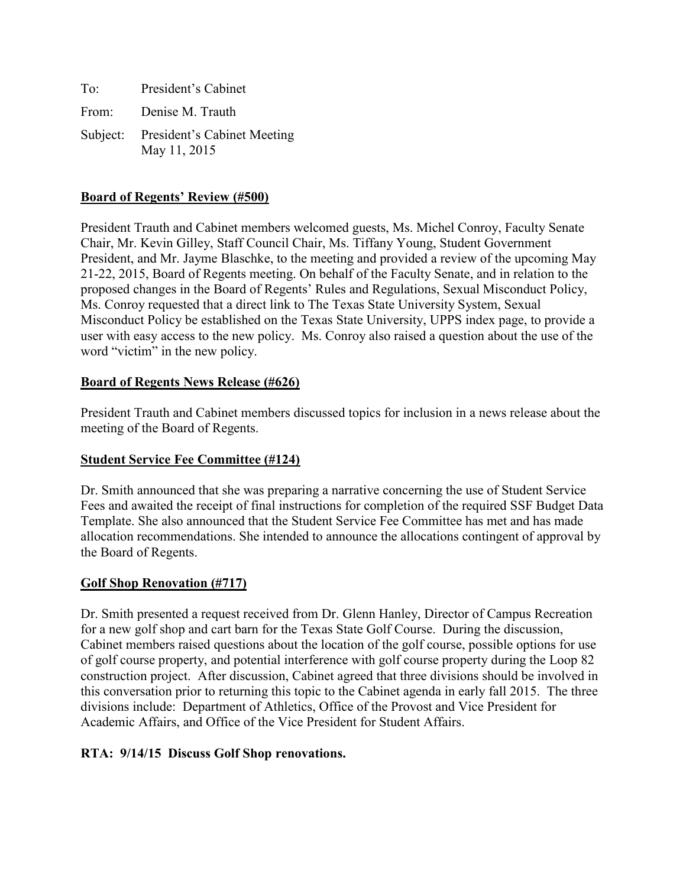To: President's Cabinet

From: Denise M. Trauth

Subject: President's Cabinet Meeting
May 11, 2015

**Board of Regents' Review (#500)**

President Trauth and Cabinet members welcomed guests, Ms. Michel Conroy, Faculty Senate Chair, Mr. Kevin Gilley, Staff Council Chair, Ms. Tiffany Young, Student Government President, and Mr. Jayme Blaschke, to the meeting and provided a review of the upcoming May 21-22, 2015, Board of Regents meeting. On behalf of the Faculty Senate, and in relation to the proposed changes in the Board of Regents' Rules and Regulations, Sexual Misconduct Policy, Ms. Conroy requested that a direct link to The Texas State University System, Sexual Misconduct Policy be established on the Texas State University, UPPS index page, to provide a user with easy access to the new policy. Ms. Conroy also raised a question about the use of the word "victim" in the new policy.

**Board of Regents News Release (#626)**

President Trauth and Cabinet members discussed topics for inclusion in a news release about the meeting of the Board of Regents.

**Student Service Fee Committee (#124)**

Dr. Smith announced that she was preparing a narrative concerning the use of Student Service Fees and awaited the receipt of final instructions for completion of the required SSF Budget Data Template. She also announced that the Student Service Fee Committee has met and has made allocation recommendations. She intended to announce the allocations contingent of approval by the Board of Regents.

**Golf Shop Renovation (#717)**

Dr. Smith presented a request received from Dr. Glenn Hanley, Director of Campus Recreation for a new golf shop and cart barn for the Texas State Golf Course. During the discussion, Cabinet members raised questions about the location of the golf course, possible options for use of golf course property, and potential interference with golf course property during the Loop 82 construction project. After discussion, Cabinet agreed that three divisions should be involved in this conversation prior to returning this topic to the Cabinet agenda in early fall 2015. The three divisions include: Department of Athletics, Office of the Provost and Vice President for Academic Affairs, and Office of the Vice President for Student Affairs.

**RTA: 9/14/15 Discuss Golf Shop renovations.**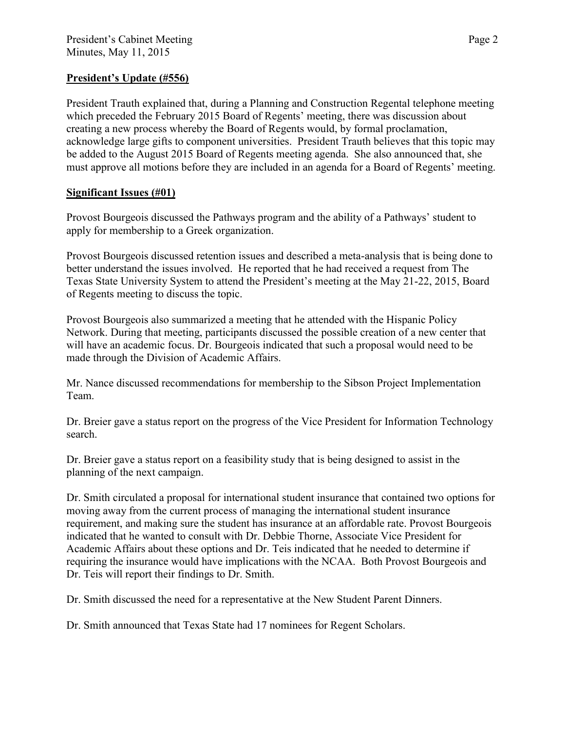**President's Update (#556)**

President Trauth explained that, during a Planning and Construction Regental telephone meeting which preceded the February 2015 Board of Regents' meeting, there was discussion about creating a new process whereby the Board of Regents would, by formal proclamation, acknowledge large gifts to component universities. President Trauth believes that this topic may be added to the August 2015 Board of Regents meeting agenda. She also announced that, she must approve all motions before they are included in an agenda for a Board of Regents' meeting.

**Significant Issues (#01)**

Provost Bourgeois discussed the Pathways program and the ability of a Pathways' student to apply for membership to a Greek organization.

Provost Bourgeois discussed retention issues and described a meta-analysis that is being done to better understand the issues involved. He reported that he had received a request from The Texas State University System to attend the President's meeting at the May 21-22, 2015, Board of Regents meeting to discuss the topic.

Provost Bourgeois also summarized a meeting that he attended with the Hispanic Policy Network. During that meeting, participants discussed the possible creation of a new center that will have an academic focus. Dr. Bourgeois indicated that such a proposal would need to be made through the Division of Academic Affairs.

Mr. Nance discussed recommendations for membership to the Sibson Project Implementation Team.

Dr. Breier gave a status report on the progress of the Vice President for Information Technology search.

Dr. Breier gave a status report on a feasibility study that is being designed to assist in the planning of the next campaign.

Dr. Smith circulated a proposal for international student insurance that contained two options for moving away from the current process of managing the international student insurance requirement, and making sure the student has insurance at an affordable rate. Provost Bourgeois indicated that he wanted to consult with Dr. Debbie Thorne, Associate Vice President for Academic Affairs about these options and Dr. Teis indicated that he needed to determine if requiring the insurance would have implications with the NCAA. Both Provost Bourgeois and Dr. Teis will report their findings to Dr. Smith.

Dr. Smith discussed the need for a representative at the New Student Parent Dinners.

Dr. Smith announced that Texas State had 17 nominees for Regent Scholars.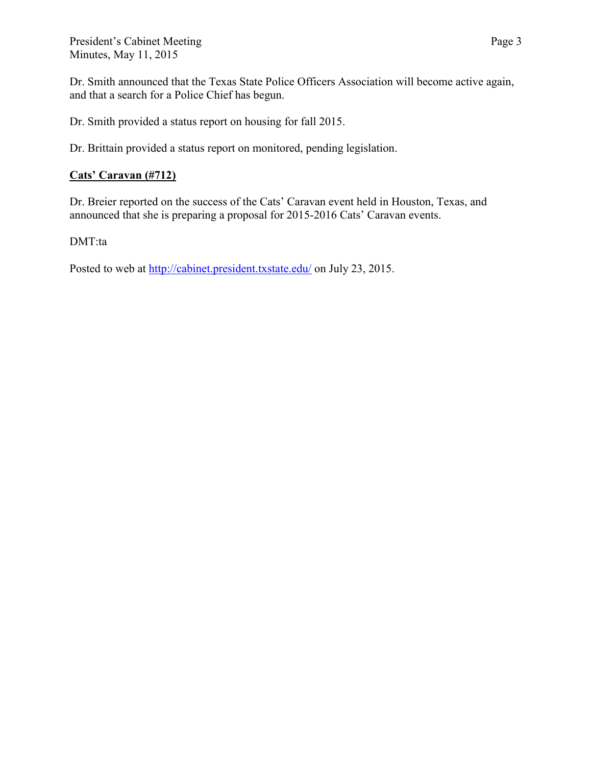Dr. Smith announced that the Texas State Police Officers Association will become active again, and that a search for a Police Chief has begun.

Dr. Smith provided a status report on housing for fall 2015.

Dr. Brittain provided a status report on monitored, pending legislation.

**Cats' Caravan (#712)**

Dr. Breier reported on the success of the Cats' Caravan event held in Houston, Texas, and announced that she is preparing a proposal for 2015-2016 Cats' Caravan events.

DMT:ta

Posted to web at http://cabinet.president.txstate.edu/ on July 23, 2015.